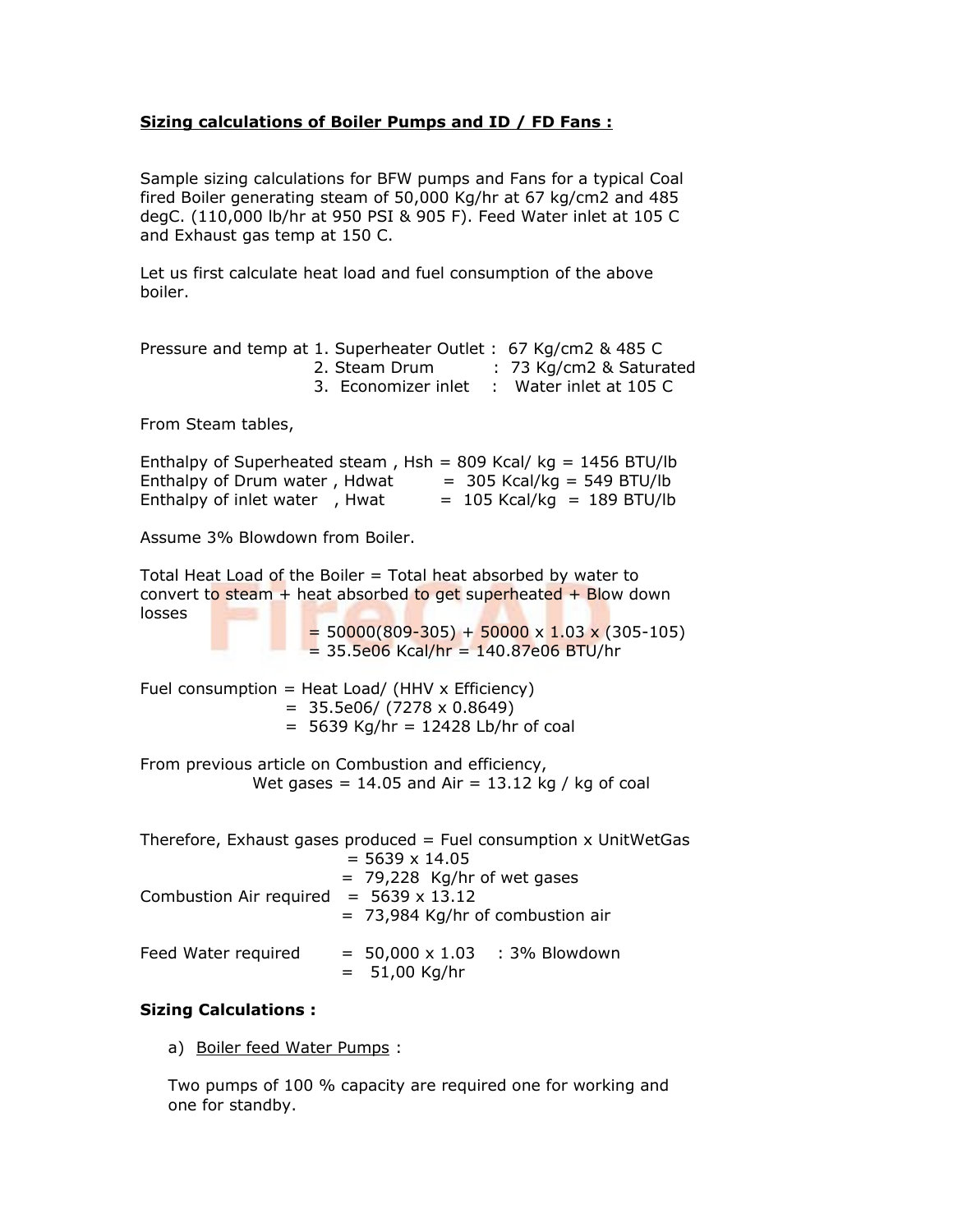## Sizing calculations of Boiler Pumps and ID / FD Fans :

Sample sizing calculations for BFW pumps and Fans for a typical Coal fired Boiler generating steam of 50,000 Kg/hr at 67 kg/cm2 and 485 degC. (110,000 lb/hr at 950 PSI & 905 F). Feed Water inlet at 105 C and Exhaust gas temp at 150 C.

Let us first calculate heat load and fuel consumption of the above boiler.

Pressure and temp at 1. Superheater Outlet : 67 Kg/cm2 & 485 C
2. Steam Drum : 73 Kg/cm2 & Saturated
3. Economizer inlet : Water inlet at 105 C

From Steam tables,

Enthalpy of Superheated steam , Hsh = 809 Kcal/ kg = 1456 BTU/lb
Enthalpy of Drum water , Hdwat = 305 Kcal/kg = 549 BTU/lb
Enthalpy of inlet water , Hwat = 105 Kcal/kg = 189 BTU/lb

Assume 3% Blowdown from Boiler.

Total Heat Load of the Boiler = Total heat absorbed by water to convert to steam + heat absorbed to get superheated + Blow down losses
= 50000(809-305) + 50000 x 1.03 x (305-105)
= 35.5e06 Kcal/hr = 140.87e06 BTU/hr

Fuel consumption = Heat Load/ (HHV x Efficiency)
= 35.5e06/ (7278 x 0.8649)
= 5639 Kg/hr = 12428 Lb/hr of coal

From previous article on Combustion and efficiency,
Wet gases = 14.05 and Air = 13.12 kg / kg of coal

Therefore, Exhaust gases produced = Fuel consumption x UnitWetGas
= 5639 x 14.05
= 79,228 Kg/hr of wet gases
Combustion Air required = 5639 x 13.12
= 73,984 Kg/hr of combustion air

Feed Water required = 50,000 x 1.03 : 3% Blowdown
= 51,00 Kg/hr

### Sizing Calculations :

a) Boiler feed Water Pumps :

Two pumps of 100 % capacity are required one for working and one for standby.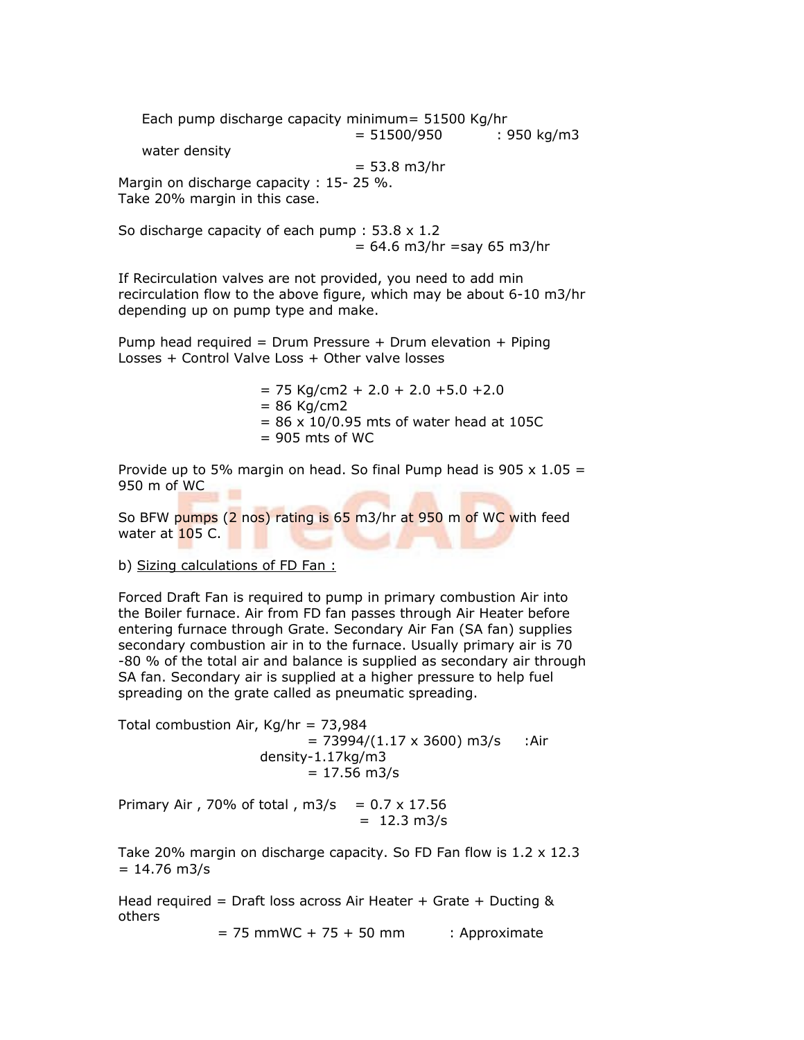Each pump discharge capacity minimum= 51500 Kg/hr
= 51500/950 : 950 kg/m3 water density
= 53.8 m3/hr

Margin on discharge capacity : 15- 25 %.
Take 20% margin in this case.

So discharge capacity of each pump : 53.8 x 1.2
= 64.6 m3/hr =say 65 m3/hr

If Recirculation valves are not provided, you need to add min recirculation flow to the above figure, which may be about 6-10 m3/hr depending up on pump type and make.

Pump head required = Drum Pressure + Drum elevation + Piping Losses + Control Valve Loss + Other valve losses

= 75 Kg/cm2 + 2.0 + 2.0 +5.0 +2.0
= 86 Kg/cm2
= 86 x 10/0.95 mts of water head at 105C
= 905 mts of WC

Provide up to 5% margin on head. So final Pump head is 905 x 1.05 = 950 m of WC

So BFW pumps (2 nos) rating is 65 m3/hr at 950 m of WC with feed water at 105 C.

b) <u>Sizing calculations of FD Fan :</u>

Forced Draft Fan is required to pump in primary combustion Air into the Boiler furnace. Air from FD fan passes through Air Heater before entering furnace through Grate. Secondary Air Fan (SA fan) supplies secondary combustion air in to the furnace. Usually primary air is 70 -80 % of the total air and balance is supplied as secondary air through SA fan. Secondary air is supplied at a higher pressure to help fuel spreading on the grate called as pneumatic spreading.

Total combustion Air, Kg/hr = 73,984
= 73994/(1.17 x 3600) m3/s :Air density-1.17kg/m3
= 17.56 m3/s

Primary Air , 70% of total , m3/s = 0.7 x 17.56
= 12.3 m3/s

Take 20% margin on discharge capacity. So FD Fan flow is 1.2 x 12.3 = 14.76 m3/s

Head required = Draft loss across Air Heater + Grate + Ducting & others
= 75 mmWC + 75 + 50 mm : Approximate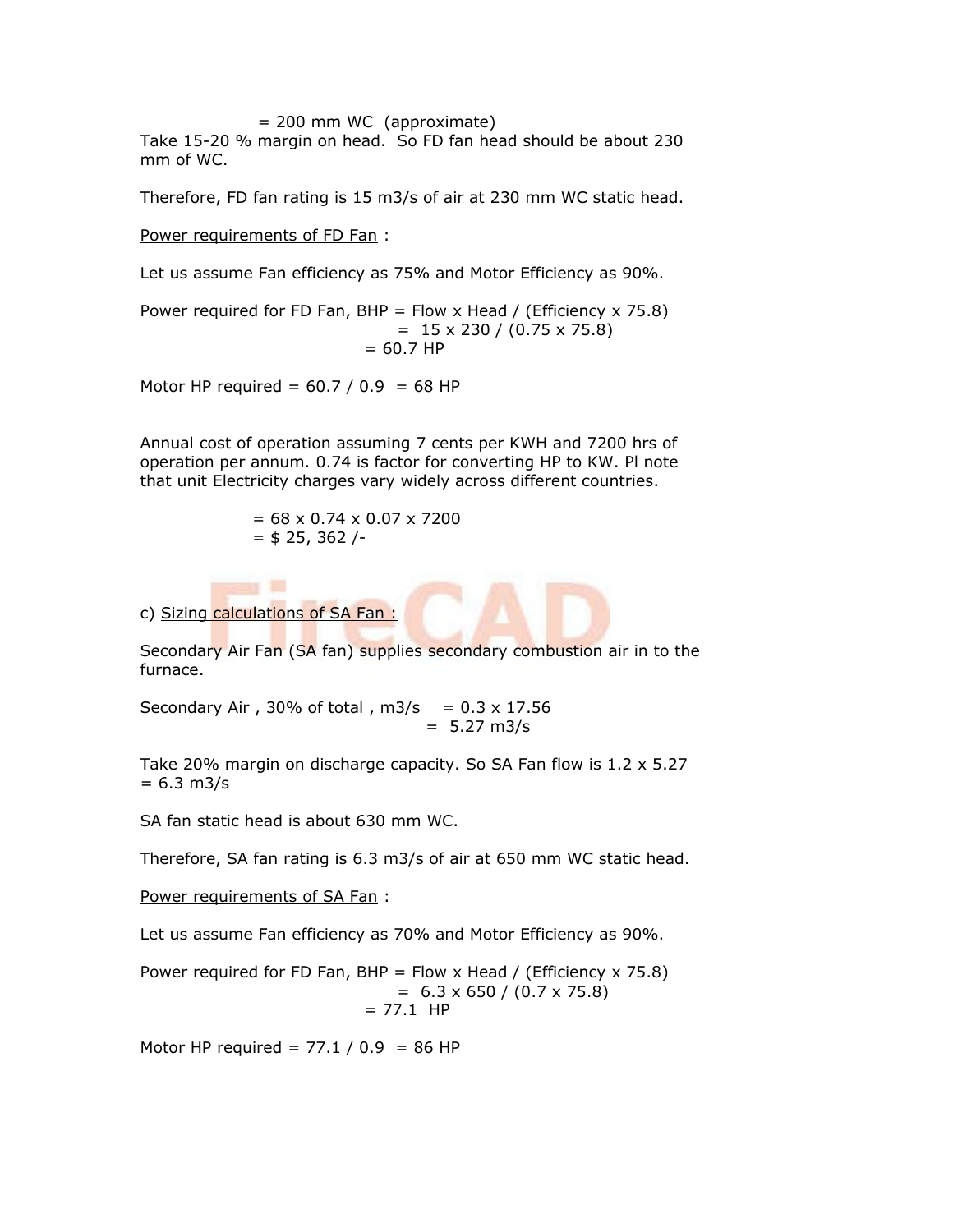= 200 mm WC (approximate)

Take 15-20 % margin on head. So FD fan head should be about 230 mm of WC.

Therefore, FD fan rating is 15 m3/s of air at 230 mm WC static head.

Power requirements of FD Fan :

Let us assume Fan efficiency as 75% and Motor Efficiency as 90%.

Power required for FD Fan, BHP = Flow x Head / (Efficiency x 75.8)
= 15 x 230 / (0.75 x 75.8)
= 60.7 HP

Motor HP required = 60.7 / 0.9 = 68 HP

Annual cost of operation assuming 7 cents per KWH and 7200 hrs of operation per annum. 0.74 is factor for converting HP to KW. Pl note that unit Electricity charges vary widely across different countries.

= 68 x 0.74 x 0.07 x 7200
= $ 25, 362 /-

c) Sizing calculations of SA Fan :

Secondary Air Fan (SA fan) supplies secondary combustion air in to the furnace.

Secondary Air , 30% of total , m3/s = 0.3 x 17.56
= 5.27 m3/s

Take 20% margin on discharge capacity. So SA Fan flow is 1.2 x 5.27 = 6.3 m3/s

SA fan static head is about 630 mm WC.

Therefore, SA fan rating is 6.3 m3/s of air at 650 mm WC static head.

Power requirements of SA Fan :

Let us assume Fan efficiency as 70% and Motor Efficiency as 90%.

Power required for FD Fan, BHP = Flow x Head / (Efficiency x 75.8)
= 6.3 x 650 / (0.7 x 75.8)
= 77.1 HP

Motor HP required = 77.1 / 0.9 = 86 HP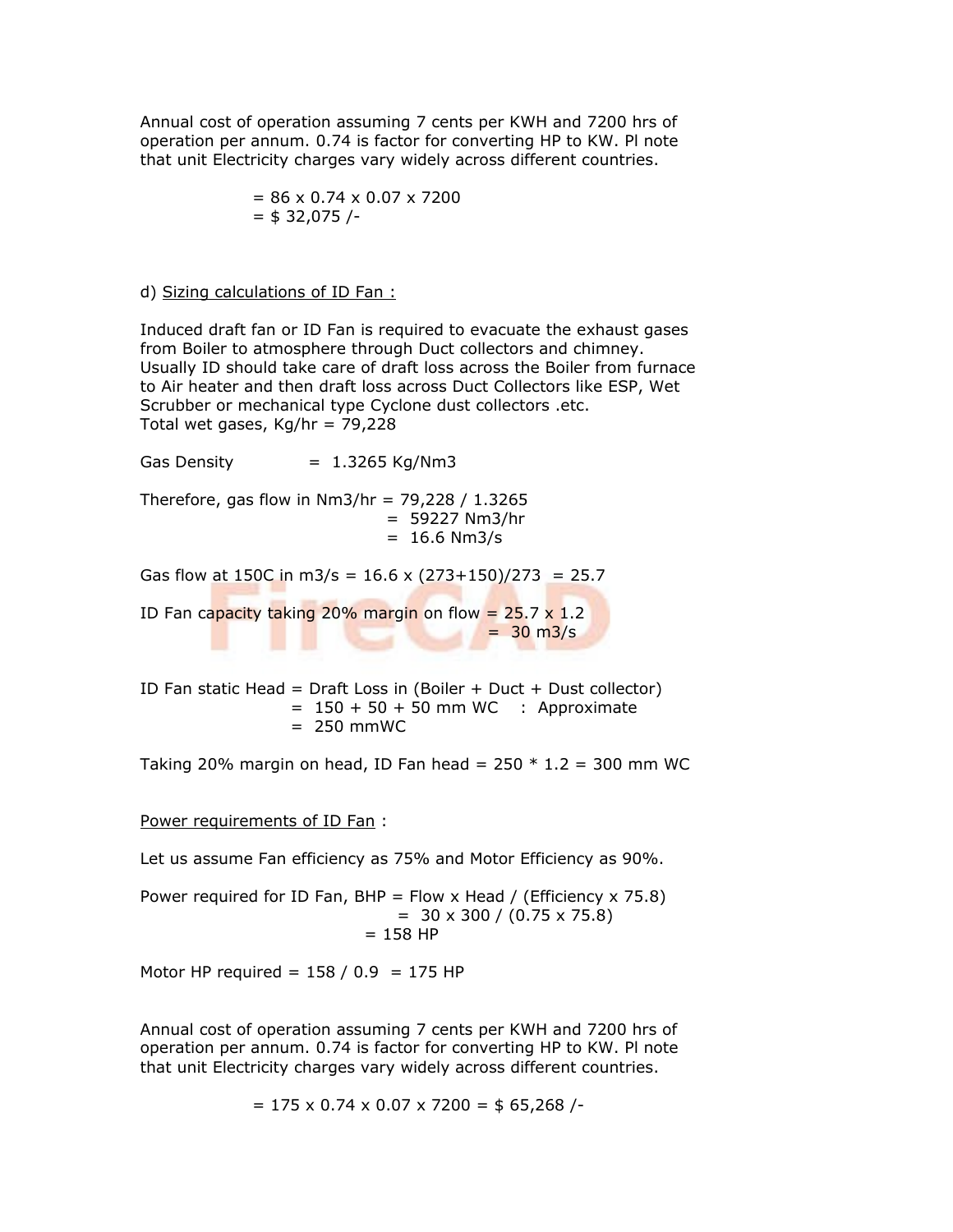Annual cost of operation assuming 7 cents per KWH and 7200 hrs of operation per annum. 0.74 is factor for converting HP to KW. Pl note that unit Electricity charges vary widely across different countries.

$= 86 \times 0.74 \times 0.07 \times 7200$
$= \$ \ 32{,}075$ /-

d) Sizing calculations of ID Fan :

Induced draft fan or ID Fan is required to evacuate the exhaust gases from Boiler to atmosphere through Duct collectors and chimney. Usually ID should take care of draft loss across the Boiler from furnace to Air heater and then draft loss across Duct Collectors like ESP, Wet Scrubber or mechanical type Cyclone dust collectors .etc.
Total wet gases, Kg/hr = 79,228

Gas Density = 1.3265 Kg/Nm3

Therefore, gas flow in Nm3/hr = 79,228 / 1.3265
= 59227 Nm3/hr
= 16.6 Nm3/s

Gas flow at 150C in m3/s = $16.6 \times (273+150)/273 = 25.7$

ID Fan capacity taking 20% margin on flow = $25.7 \times 1.2$
= 30 m3/s

ID Fan static Head = Draft Loss in (Boiler + Duct + Dust collector)
= 150 + 50 + 50 mm WC : Approximate
= 250 mmWC

Taking 20% margin on head, ID Fan head = 250 * 1.2 = 300 mm WC

Power requirements of ID Fan :

Let us assume Fan efficiency as 75% and Motor Efficiency as 90%.

Power required for ID Fan, BHP = Flow x Head / (Efficiency x 75.8)
$= 30 \times 300 / (0.75 \times 75.8)$
= 158 HP

Motor HP required = 158 / 0.9 = 175 HP

Annual cost of operation assuming 7 cents per KWH and 7200 hrs of operation per annum. 0.74 is factor for converting HP to KW. Pl note that unit Electricity charges vary widely across different countries.

$= 175 \times 0.74 \times 0.07 \times 7200 = \$ \ 65{,}268$ /-